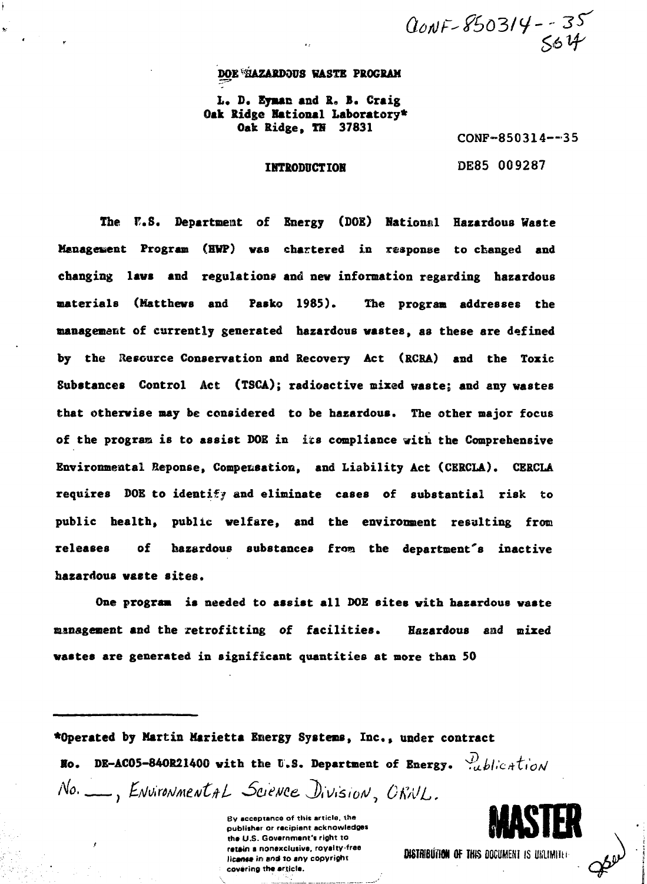CONF-850314--35 S64

# DOE HAZARDOUS WASTE PROGRAM

L. D. Eyman and R. B. Craig
Oak Ridge National Laboratory*
Oak Ridge, TN 37831

CONF-850314--35

DE85 009287

## INTRODUCTION

The U.S. Department of Energy (DOE) National Hazardous Waste Management Program (HWP) was chartered in response to changed and changing laws and regulations and new information regarding hazardous materials (Matthews and Pasko 1985). The program addresses the management of currently generated hazardous wastes, as these are defined by the Resource Conservation and Recovery Act (RCRA) and the Toxic Substances Control Act (TSCA); radioactive mixed waste; and any wastes that otherwise may be considered to be hazardous. The other major focus of the program is to assist DOE in its compliance with the Comprehensive Environmental Reponse, Compensation, and Liability Act (CERCLA). CERCLA requires DOE to identify and eliminate cases of substantial risk to public health, public welfare, and the environment resulting from releases of hazardous substances from the department's inactive hazardous waste sites.

One program is needed to assist all DOE sites with hazardous waste management and the retrofitting of facilities. Hazardous and mixed wastes are generated in significant quantities at more than 50

*Operated by Martin Marietta Energy Systems, Inc., under contract No. DE-AC05-84OR21400 with the U.S. Department of Energy. Publication No. ___, Environmental Science Division, ORNL.

By acceptance of this article, the publisher or recipient acknowledges the U.S. Government's right to retain a nonexclusive, royalty-free license in and to any copyright covering the article.

MASTER

DISTRIBUTION OF THIS DOCUMENT IS UNLIMITED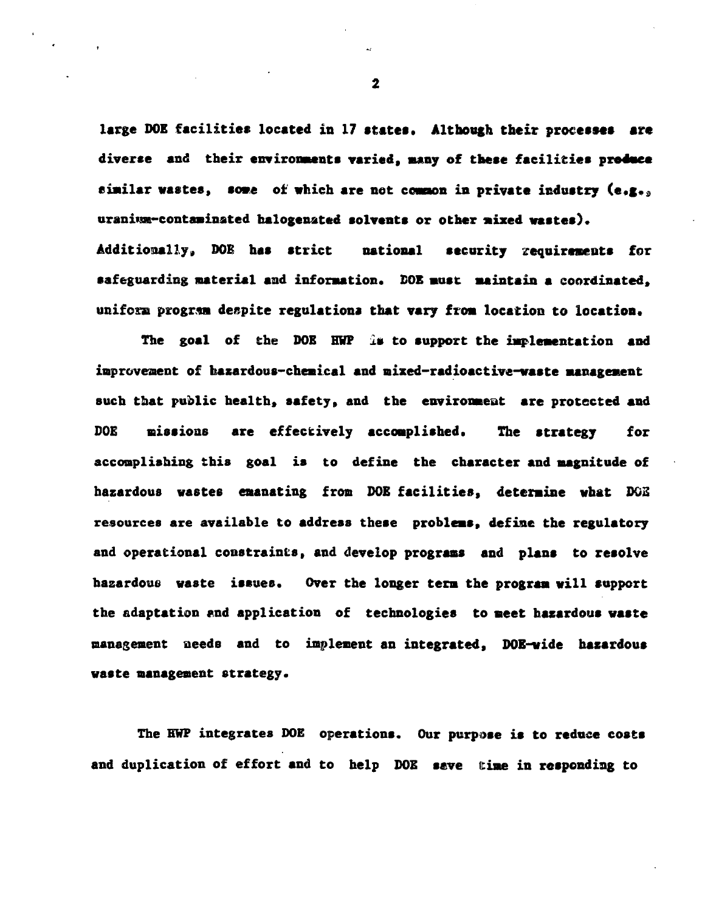large DOE facilities located in 17 states. Although their processes are diverse and their environments varied, many of these facilities produce similar wastes, some of which are not common in private industry (e.g., uranium-contaminated halogenated solvents or other mixed wastes). Additionally, DOE has strict national security requirements for safeguarding material and information. DOE must maintain a coordinated, uniform program despite regulations that vary from location to location.

The goal of the DOE HWP is to support the implementation and improvement of hazardous-chemical and mixed-radioactive-waste management such that public health, safety, and the environment are protected and DOE missions are effectively accomplished. The strategy for accomplishing this goal is to define the character and magnitude of hazardous wastes emanating from DOE facilities, determine what DOE resources are available to address these problems, define the regulatory and operational constraints, and develop programs and plans to resolve hazardous waste issues. Over the longer term the program will support the adaptation and application of technologies to meet hazardous waste management needs and to implement an integrated, DOE-wide hazardous waste management strategy.

The HWP integrates DOE operations. Our purpose is to reduce costs and duplication of effort and to help DOE save time in responding to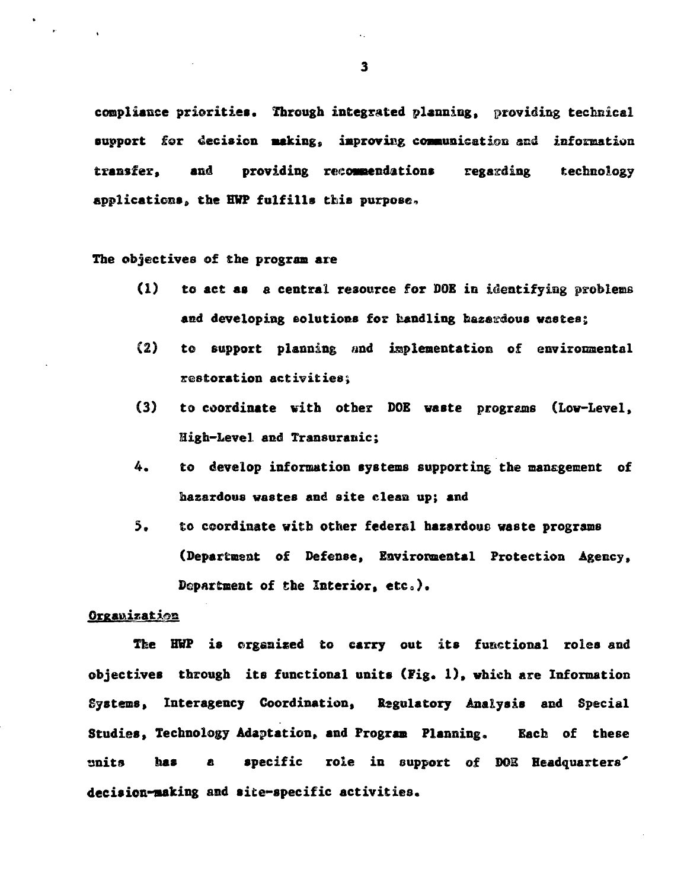compliance priorities. Through integrated planning, providing technical support for decision making, improving communication and information transfer, and providing recommendations regarding technology applications, the HWP fulfills this purpose.

The objectives of the program are

(1) to act as a central resource for DOE in identifying problems and developing solutions for handling hazardous wastes;

(2) to support planning and implementation of environmental restoration activities;

(3) to coordinate with other DOE waste programs (Low-Level, High-Level and Transuranic;

4. to develop information systems supporting the management of hazardous wastes and site clean up; and

5. to coordinate with other federal hazardous waste programs (Department of Defense, Environmental Protection Agency, Department of the Interior, etc.).

Organization

The HWP is organized to carry out its functional roles and objectives through its functional units (Fig. 1), which are Information Systems, Interagency Coordination, Regulatory Analysis and Special Studies, Technology Adaptation, and Program Planning. Each of these units has a specific role in support of DOE Headquarters' decision-making and site-specific activities.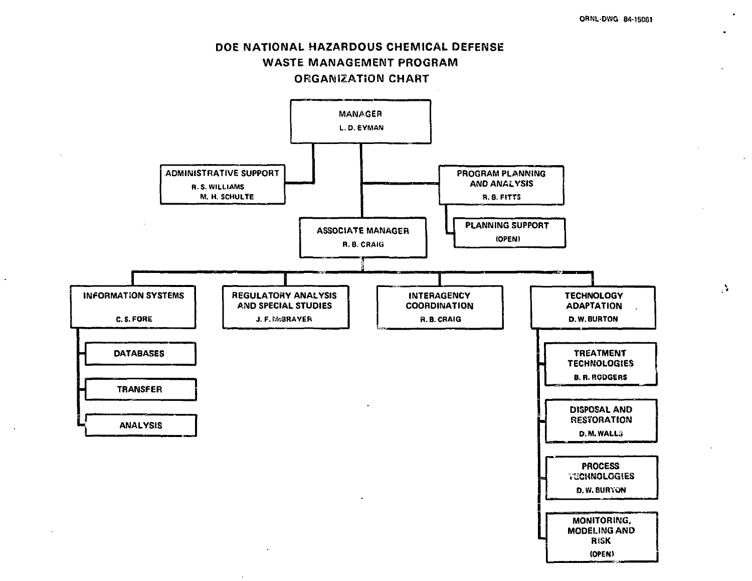ORNL-DWG 84-15061

# DOE NATIONAL HAZARDOUS CHEMICAL DEFENSE WASTE MANAGEMENT PROGRAM ORGANIZATION CHART

- **MANAGER** — L. D. EYMAN
  - **ADMINISTRATIVE SUPPORT** — R. S. WILLIAMS, M. H. SCHULTE
  - **PROGRAM PLANNING AND ANALYSIS** — R. B. FITTS
    - **PLANNING SUPPORT** — (OPEN)
  - **ASSOCIATE MANAGER** — R. B. CRAIG
    - **INFORMATION SYSTEMS** — C. S. FORE
      - DATABASES
      - TRANSFER
      - ANALYSIS
    - **REGULATORY ANALYSIS AND SPECIAL STUDIES** — J. F. McBRAYER
    - **INTERAGENCY COORDINATION** — R. B. CRAIG
    - **TECHNOLOGY ADAPTATION** — D. W. BURTON
      - TREATMENT TECHNOLOGIES — B. R. RODGERS
      - DISPOSAL AND RESTORATION — D. M. WALLS
      - PROCESS TECHNOLOGIES — D. W. BURTON
      - MONITORING, MODELING AND RISK — (OPEN)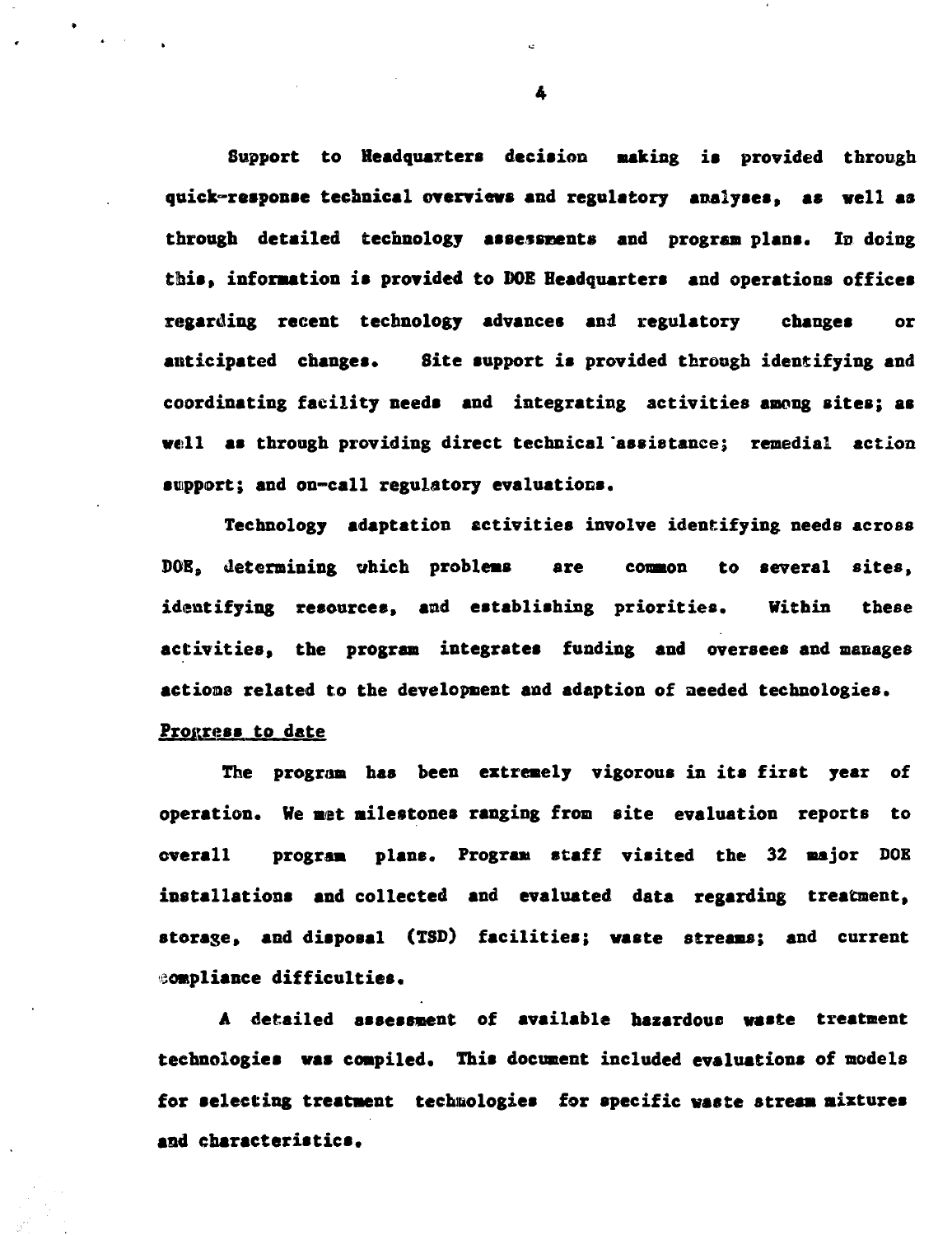Support to Headquarters decision making is provided through quick-response technical overviews and regulatory analyses, as well as through detailed technology assessments and program plans. In doing this, information is provided to DOE Headquarters and operations offices regarding recent technology advances and regulatory changes or anticipated changes. Site support is provided through identifying and coordinating facility needs and integrating activities among sites; as well as through providing direct technical assistance; remedial action support; and on-call regulatory evaluations.

Technology adaptation activities involve identifying needs across DOE, determining which problems are common to several sites, identifying resources, and establishing priorities. Within these activities, the program integrates funding and oversees and manages actions related to the development and adaption of needed technologies.

<u>Progress to date</u>

The program has been extremely vigorous in its first year of operation. We met milestones ranging from site evaluation reports to overall program plans. Program staff visited the 32 major DOE installations and collected and evaluated data regarding treatment, storage, and disposal (TSD) facilities; waste streams; and current compliance difficulties.

A detailed assessment of available hazardous waste treatment technologies was compiled. This document included evaluations of models for selecting treatment technologies for specific waste stream mixtures and characteristics.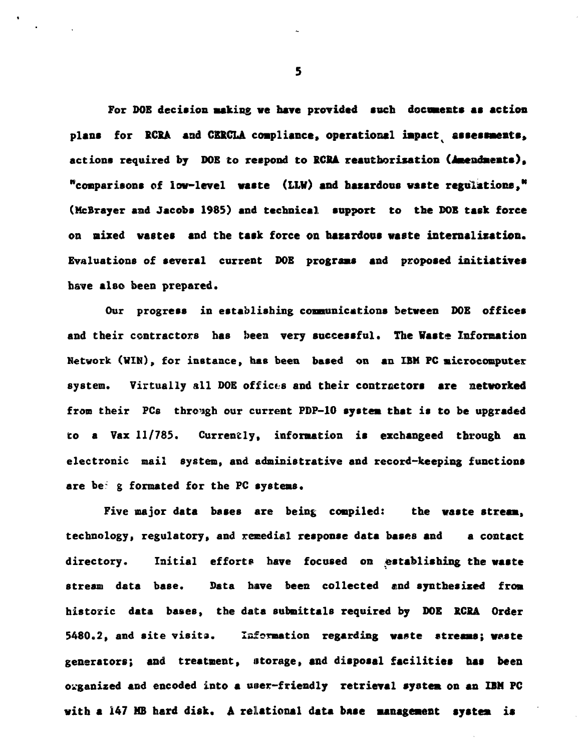For DOE decision making we have provided such documents as action plans for RCRA and CERCLA compliance, operational impact assessments, actions required by DOE to respond to RCRA reauthorization (Amendments), "comparisons of low-level waste (LLW) and hazardous waste regulations," (McBrayer and Jacobs 1985) and technical support to the DOE task force on mixed wastes and the task force on hazardous waste internalization. Evaluations of several current DOE programs and proposed initiatives have also been prepared.

Our progress in establishing communications between DOE offices and their contractors has been very successful. The Waste Information Network (WIN), for instance, has been based on an IBM PC microcomputer system. Virtually all DOE offices and their contractors are networked from their PCs through our current PDP-10 system that is to be upgraded to a Vax 11/785. Currently, information is exchangeed through an electronic mail system, and administrative and record-keeping functions are being formated for the PC systems.

Five major data bases are being compiled: the waste stream, technology, regulatory, and remedial response data bases and a contact directory. Initial efforts have focused on establishing the waste stream data base. Data have been collected and synthesized from historic data bases, the data submittals required by DOE RCRA Order 5480.2, and site visits. Information regarding waste streams; waste generators; and treatment, storage, and disposal facilities has been organized and encoded into a user-friendly retrieval system on an IBM PC with a 147 MB hard disk. A relational data base management system is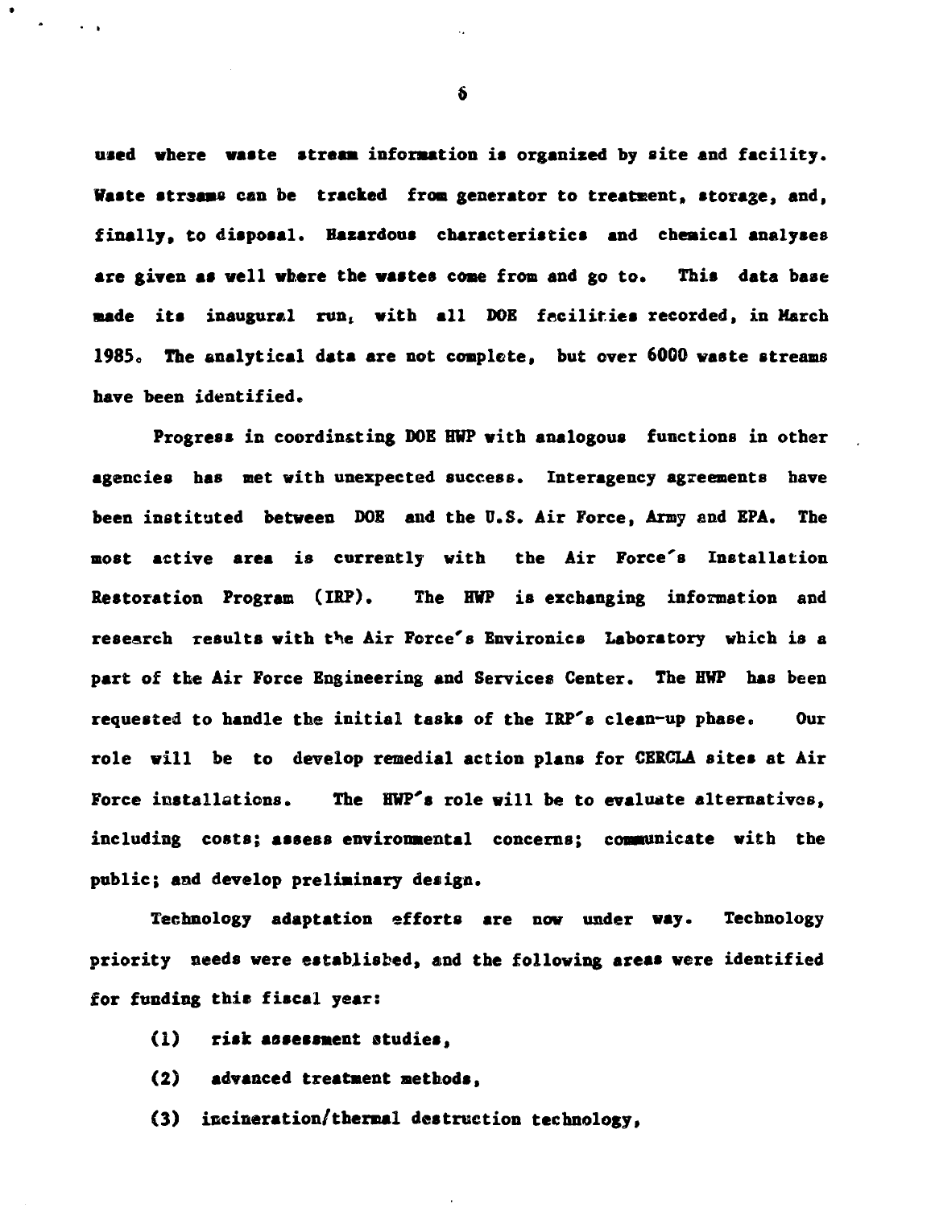used where waste stream information is organized by site and facility. Waste streams can be tracked from generator to treatment, storage, and, finally, to disposal. Hazardous characteristics and chemical analyses are given as well where the wastes come from and go to. This data base made its inaugural run, with all DOE facilities recorded, in March 1985. The analytical data are not complete, but over 6000 waste streams have been identified.

Progress in coordinating DOE HWP with analogous functions in other agencies has met with unexpected success. Interagency agreements have been instituted between DOE and the U.S. Air Force, Army and EPA. The most active area is currently with the Air Force's Installation Restoration Program (IRP). The HWP is exchanging information and research results with the Air Force's Environics Laboratory which is a part of the Air Force Engineering and Services Center. The HWP has been requested to handle the initial tasks of the IRP's clean-up phase. Our role will be to develop remedial action plans for CERCLA sites at Air Force installations. The HWP's role will be to evaluate alternatives, including costs; assess environmental concerns; communicate with the public; and develop preliminary design.

Technology adaptation efforts are now under way. Technology priority needs were established, and the following areas were identified for funding this fiscal year:

(1) risk assessment studies,

(2) advanced treatment methods,

(3) incineration/thermal destruction technology,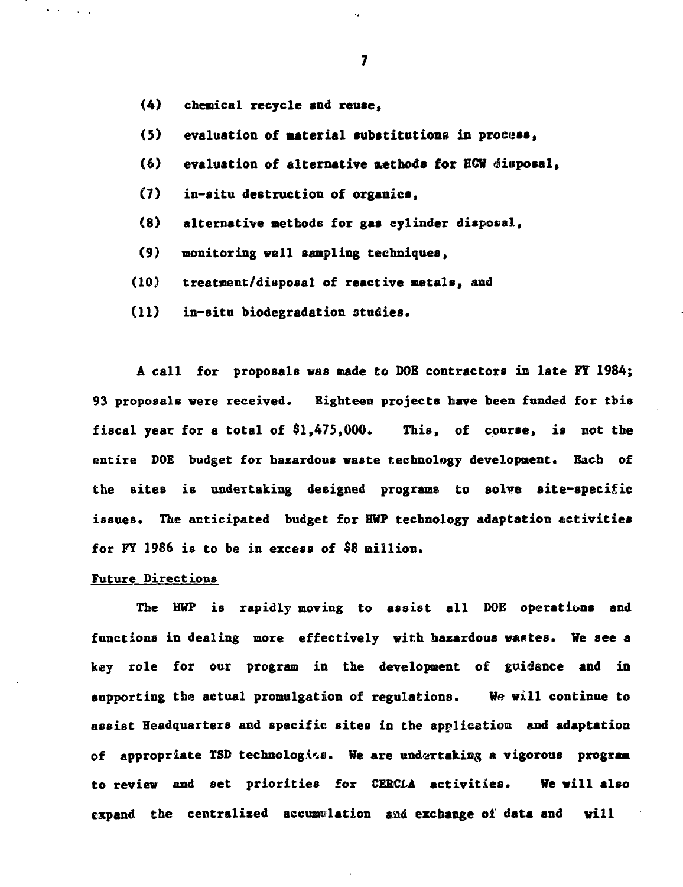(4) chemical recycle and reuse,

(5) evaluation of material substitutions in process,

(6) evaluation of alternative methods for HCW disposal,

(7) in-situ destruction of organics,

(8) alternative methods for gas cylinder disposal,

(9) monitoring well sampling techniques,

(10) treatment/disposal of reactive metals, and

(11) in-situ biodegradation studies.

A call for proposals was made to DOE contractors in late FY 1984; 93 proposals were received. Eighteen projects have been funded for this fiscal year for a total of $1,475,000. This, of course, is not the entire DOE budget for hazardous waste technology development. Each of the sites is undertaking designed programs to solve site-specific issues. The anticipated budget for HWP technology adaptation activities for FY 1986 is to be in excess of $8 million.

Future Directions

The HWP is rapidly moving to assist all DOE operations and functions in dealing more effectively with hazardous wastes. We see a key role for our program in the development of guidance and in supporting the actual promulgation of regulations. We will continue to assist Headquarters and specific sites in the application and adaptation of appropriate TSD technologies. We are undertaking a vigorous program to review and set priorities for CERCLA activities. We will also expand the centralized accumulation and exchange of data and will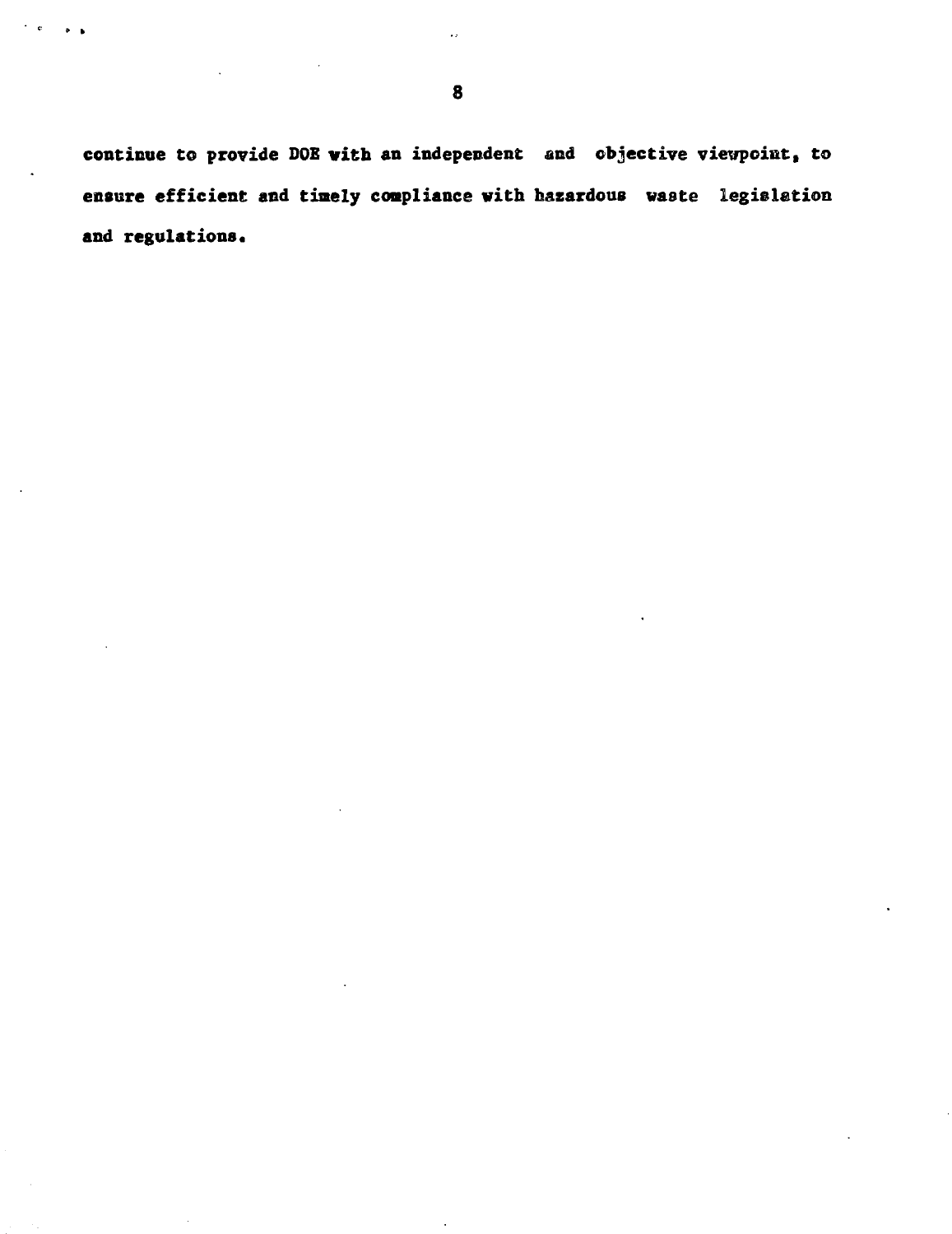continue to provide DOE with an independent and objective viewpoint, to ensure efficient and timely compliance with hazardous waste legislation and regulations.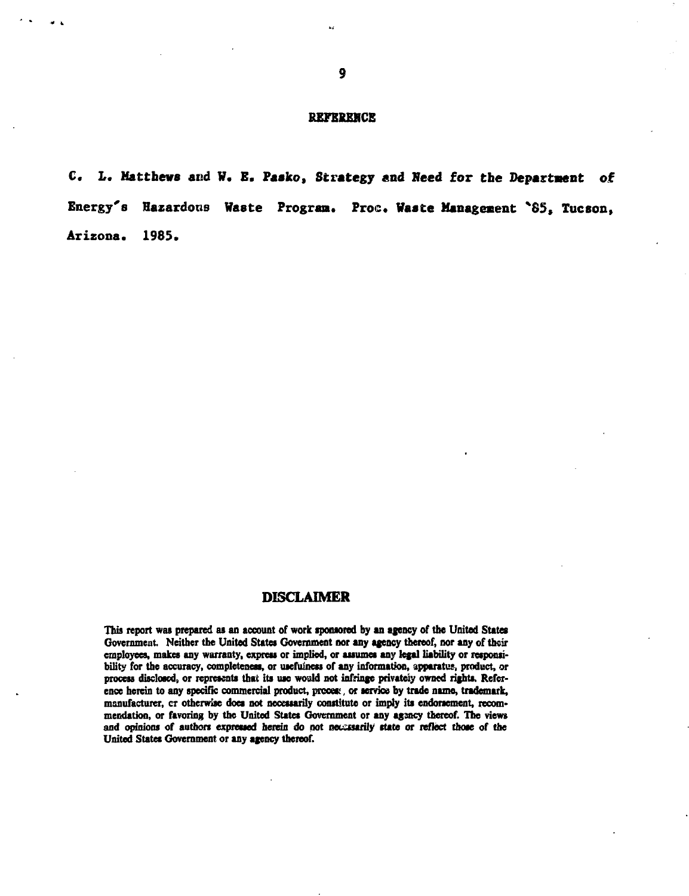## REFERENCE

C. L. Matthews and W. E. Pasko, Strategy and Need for the Department of Energy's Hazardous Waste Program. Proc. Waste Management '85, Tucson, Arizona. 1985.

## DISCLAIMER

This report was prepared as an account of work sponsored by an agency of the United States Government. Neither the United States Government nor any agency thereof, nor any of their employees, makes any warranty, express or implied, or assumes any legal liability or responsibility for the accuracy, completeness, or usefulness of any information, apparatus, product, or process disclosed, or represents that its use would not infringe privately owned rights. Reference herein to any specific commercial product, process, or service by trade name, trademark, manufacturer, or otherwise does not necessarily constitute or imply its endorsement, recommendation, or favoring by the United States Government or any agency thereof. The views and opinions of authors expressed herein do not necessarily state or reflect those of the United States Government or any agency thereof.